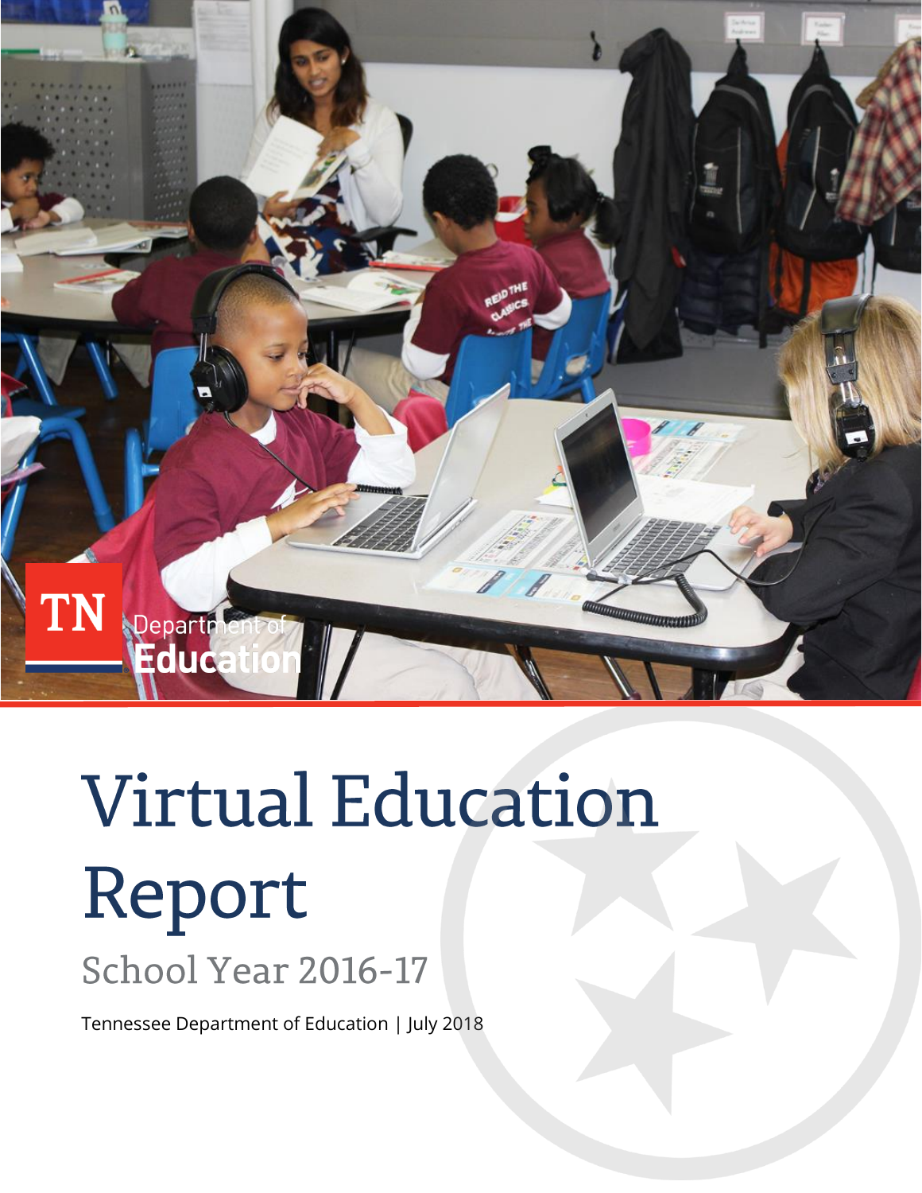TN Department of Education

# Virtual Education Report

## School Year 2016-17

Tennessee Department of Education | July 2018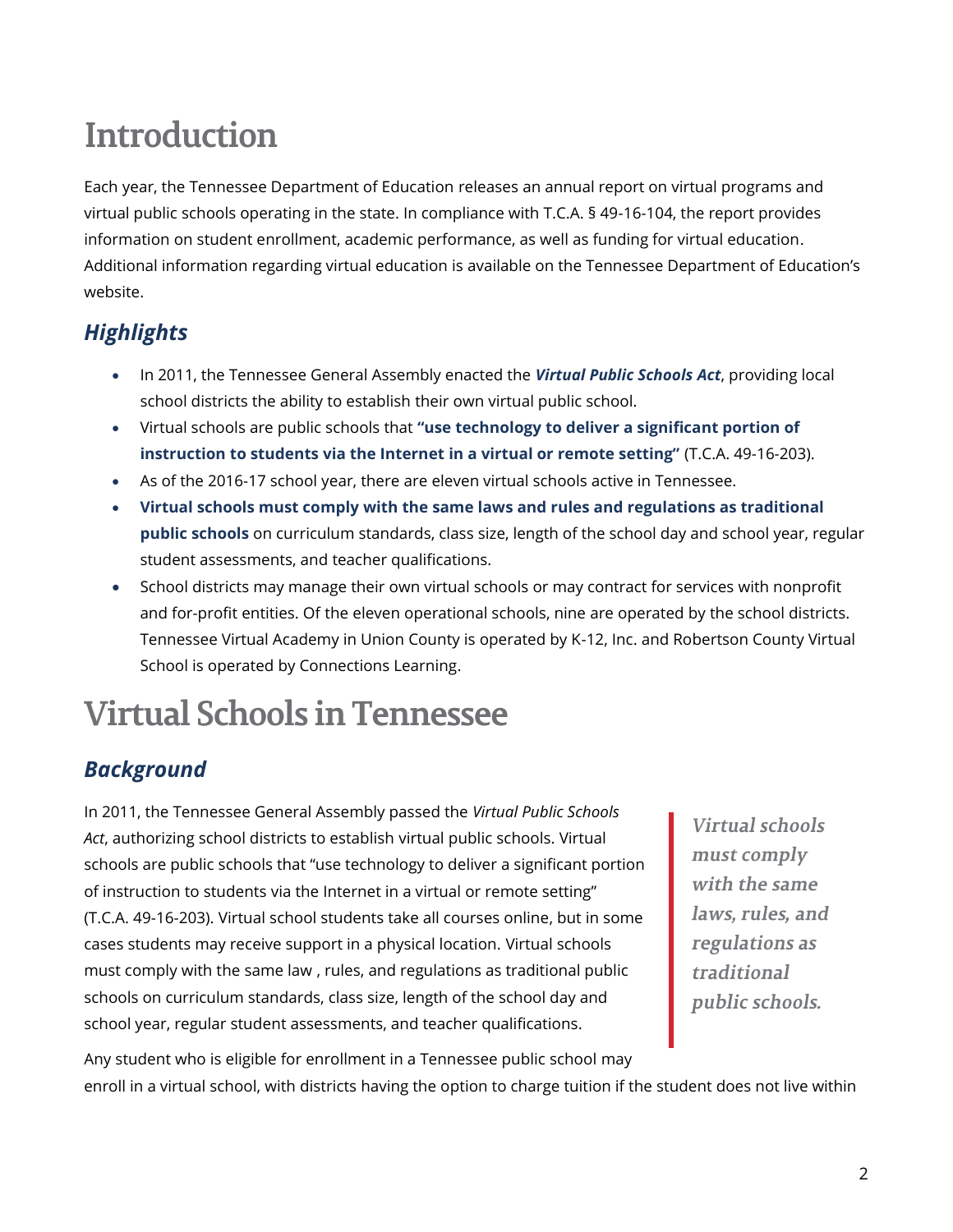# Introduction

Each year, the Tennessee Department of Education releases an annual report on virtual programs and virtual public schools operating in the state. In compliance with T.C.A. § 49-16-104, the report provides information on student enrollment, academic performance, as well as funding for virtual education. Additional information regarding virtual education is available on the Tennessee Department of Education's website.

## *Highlights*

- In 2011, the Tennessee General Assembly enacted the ***Virtual Public Schools Act***, providing local school districts the ability to establish their own virtual public school.
- Virtual schools are public schools that **"use technology to deliver a significant portion of instruction to students via the Internet in a virtual or remote setting"** (T.C.A. 49-16-203).
- As of the 2016-17 school year, there are eleven virtual schools active in Tennessee.
- **Virtual schools must comply with the same laws and rules and regulations as traditional public schools** on curriculum standards, class size, length of the school day and school year, regular student assessments, and teacher qualifications.
- School districts may manage their own virtual schools or may contract for services with nonprofit and for-profit entities. Of the eleven operational schools, nine are operated by the school districts. Tennessee Virtual Academy in Union County is operated by K-12, Inc. and Robertson County Virtual School is operated by Connections Learning.

# Virtual Schools in Tennessee

## *Background*

In 2011, the Tennessee General Assembly passed the *Virtual Public Schools Act*, authorizing school districts to establish virtual public schools. Virtual schools are public schools that "use technology to deliver a significant portion of instruction to students via the Internet in a virtual or remote setting" (T.C.A. 49-16-203). Virtual school students take all courses online, but in some cases students may receive support in a physical location. Virtual schools must comply with the same law , rules, and regulations as traditional public schools on curriculum standards, class size, length of the school day and school year, regular student assessments, and teacher qualifications.

> *Virtual schools must comply with the same laws, rules, and regulations as traditional public schools.*

Any student who is eligible for enrollment in a Tennessee public school may enroll in a virtual school, with districts having the option to charge tuition if the student does not live within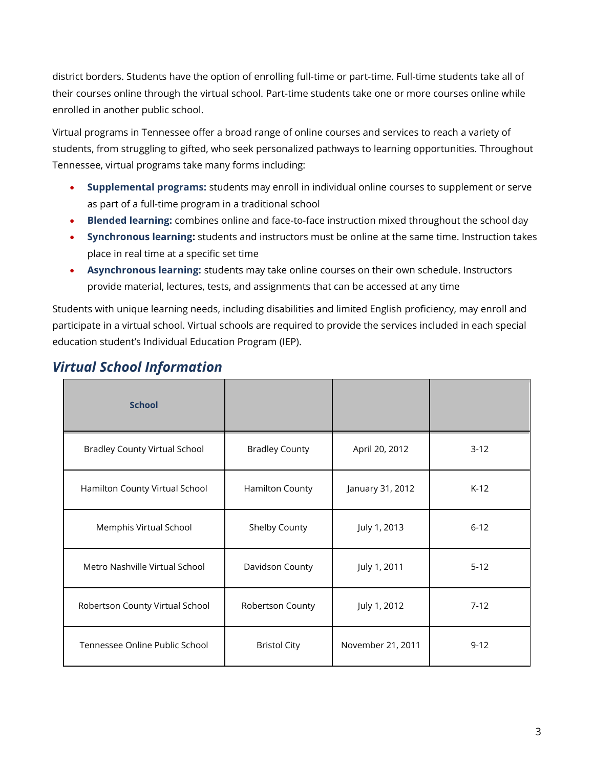district borders. Students have the option of enrolling full-time or part-time. Full-time students take all of their courses online through the virtual school. Part-time students take one or more courses online while enrolled in another public school.

Virtual programs in Tennessee offer a broad range of online courses and services to reach a variety of students, from struggling to gifted, who seek personalized pathways to learning opportunities. Throughout Tennessee, virtual programs take many forms including:

- **Supplemental programs:** students may enroll in individual online courses to supplement or serve as part of a full-time program in a traditional school
- **Blended learning:** combines online and face-to-face instruction mixed throughout the school day
- **Synchronous learning:** students and instructors must be online at the same time. Instruction takes place in real time at a specific set time
- **Asynchronous learning:** students may take online courses on their own schedule. Instructors provide material, lectures, tests, and assignments that can be accessed at any time

Students with unique learning needs, including disabilities and limited English proficiency, may enroll and participate in a virtual school. Virtual schools are required to provide the services included in each special education student's Individual Education Program (IEP).

## *Virtual School Information*

| School | | | |
|---|---|---|---|
| Bradley County Virtual School | Bradley County | April 20, 2012 | 3-12 |
| Hamilton County Virtual School | Hamilton County | January 31, 2012 | K-12 |
| Memphis Virtual School | Shelby County | July 1, 2013 | 6-12 |
| Metro Nashville Virtual School | Davidson County | July 1, 2011 | 5-12 |
| Robertson County Virtual School | Robertson County | July 1, 2012 | 7-12 |
| Tennessee Online Public School | Bristol City | November 21, 2011 | 9-12 |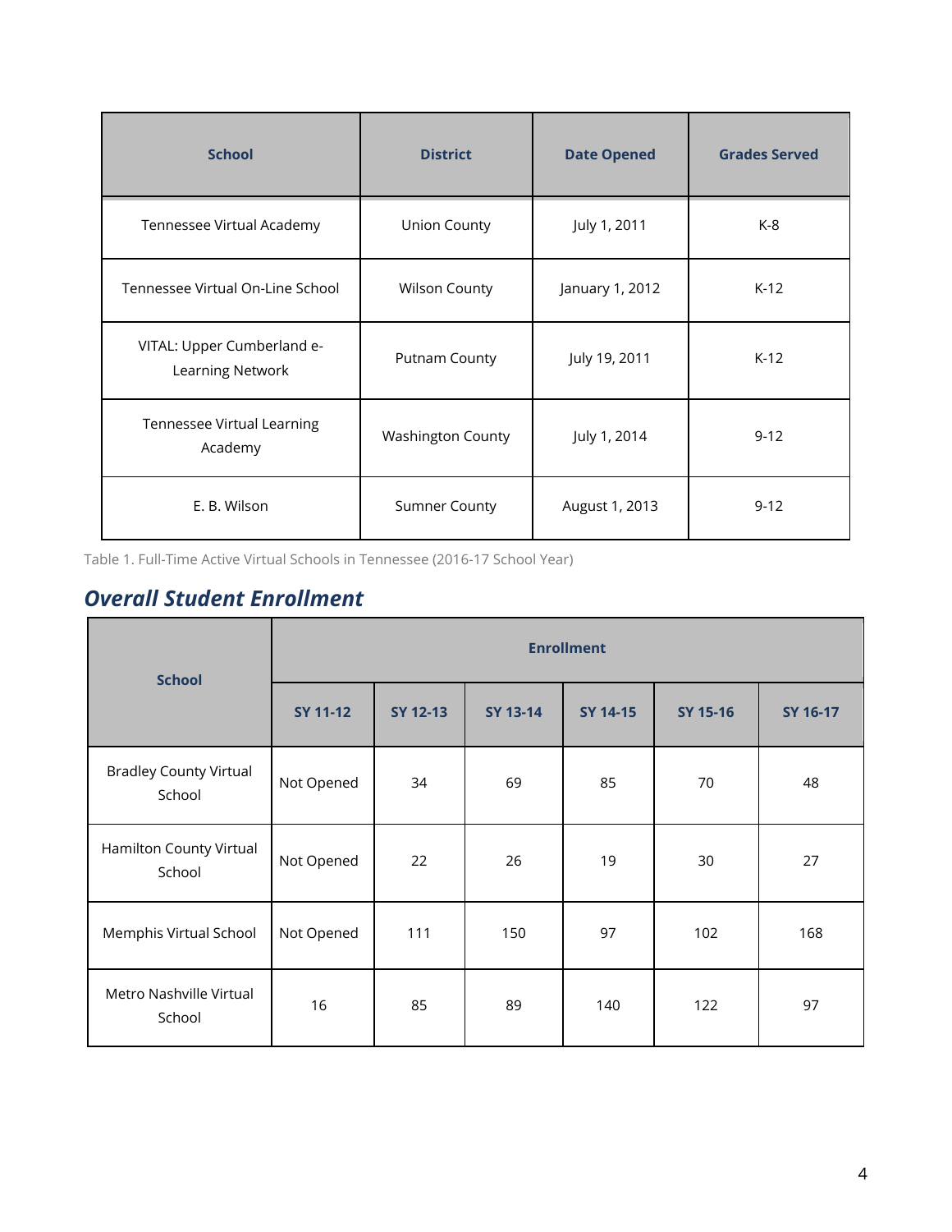| School | District | Date Opened | Grades Served |
|---|---|---|---|
| Tennessee Virtual Academy | Union County | July 1, 2011 | K-8 |
| Tennessee Virtual On-Line School | Wilson County | January 1, 2012 | K-12 |
| VITAL: Upper Cumberland e-Learning Network | Putnam County | July 19, 2011 | K-12 |
| Tennessee Virtual Learning Academy | Washington County | July 1, 2014 | 9-12 |
| E. B. Wilson | Sumner County | August 1, 2013 | 9-12 |

Table 1. Full-Time Active Virtual Schools in Tennessee (2016-17 School Year)

## *Overall Student Enrollment*

| School | Enrollment | | | | | |
|---|---|---|---|---|---|---|
| | SY 11-12 | SY 12-13 | SY 13-14 | SY 14-15 | SY 15-16 | SY 16-17 |
| Bradley County Virtual School | Not Opened | 34 | 69 | 85 | 70 | 48 |
| Hamilton County Virtual School | Not Opened | 22 | 26 | 19 | 30 | 27 |
| Memphis Virtual School | Not Opened | 111 | 150 | 97 | 102 | 168 |
| Metro Nashville Virtual School | 16 | 85 | 89 | 140 | 122 | 97 |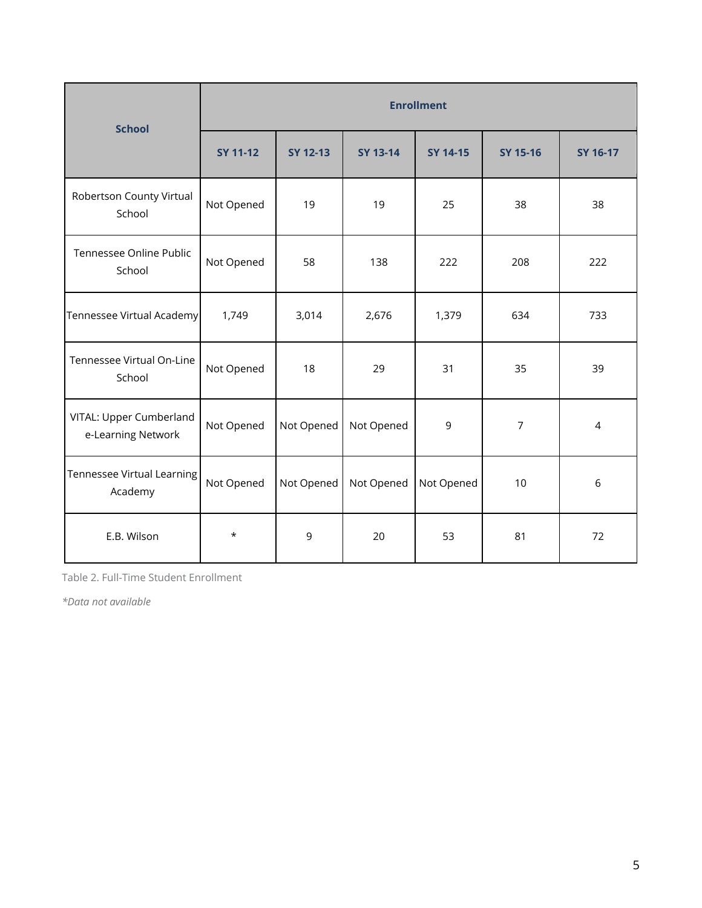| School | Enrollment | | | | | |
|---|---|---|---|---|---|---|
| | SY 11-12 | SY 12-13 | SY 13-14 | SY 14-15 | SY 15-16 | SY 16-17 |
| Robertson County Virtual School | Not Opened | 19 | 19 | 25 | 38 | 38 |
| Tennessee Online Public School | Not Opened | 58 | 138 | 222 | 208 | 222 |
| Tennessee Virtual Academy | 1,749 | 3,014 | 2,676 | 1,379 | 634 | 733 |
| Tennessee Virtual On-Line School | Not Opened | 18 | 29 | 31 | 35 | 39 |
| VITAL: Upper Cumberland e-Learning Network | Not Opened | Not Opened | Not Opened | 9 | 7 | 4 |
| Tennessee Virtual Learning Academy | Not Opened | Not Opened | Not Opened | Not Opened | 10 | 6 |
| E.B. Wilson | * | 9 | 20 | 53 | 81 | 72 |

Table 2. Full-Time Student Enrollment

*\*Data not available*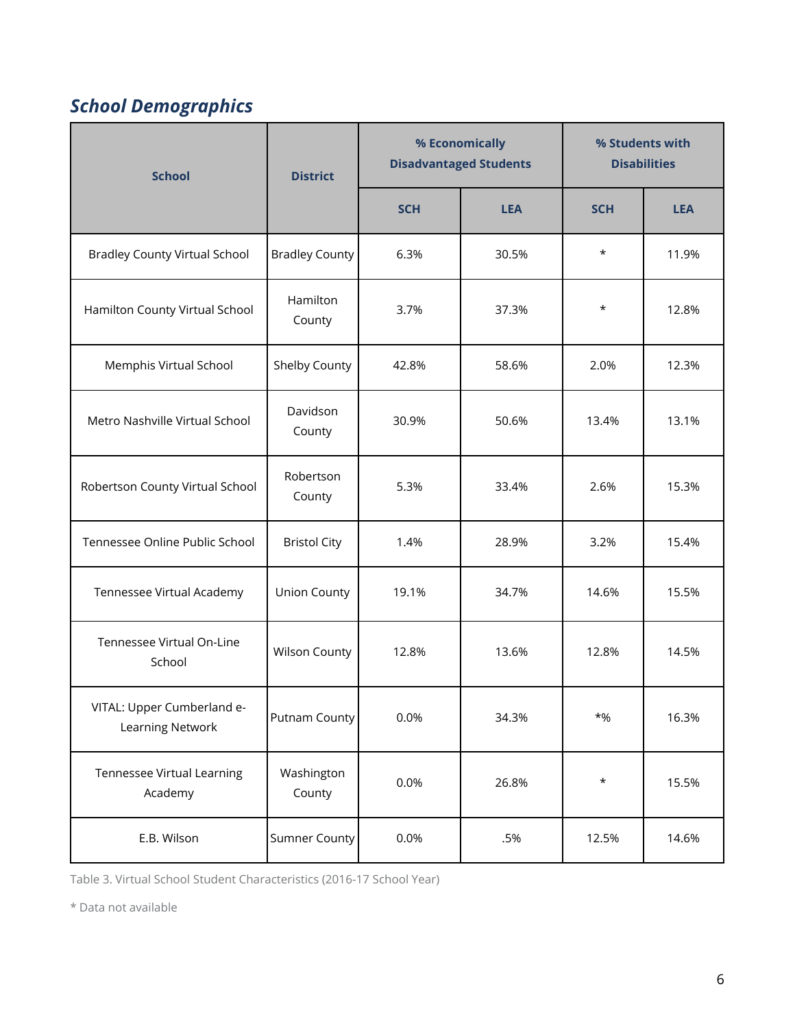### *School Demographics*

| School | District | % Economically Disadvantaged Students | | % Students with Disabilities | |
|---|---|---|---|---|---|
| | | SCH | LEA | SCH | LEA |
| Bradley County Virtual School | Bradley County | 6.3% | 30.5% | * | 11.9% |
| Hamilton County Virtual School | Hamilton County | 3.7% | 37.3% | * | 12.8% |
| Memphis Virtual School | Shelby County | 42.8% | 58.6% | 2.0% | 12.3% |
| Metro Nashville Virtual School | Davidson County | 30.9% | 50.6% | 13.4% | 13.1% |
| Robertson County Virtual School | Robertson County | 5.3% | 33.4% | 2.6% | 15.3% |
| Tennessee Online Public School | Bristol City | 1.4% | 28.9% | 3.2% | 15.4% |
| Tennessee Virtual Academy | Union County | 19.1% | 34.7% | 14.6% | 15.5% |
| Tennessee Virtual On-Line School | Wilson County | 12.8% | 13.6% | 12.8% | 14.5% |
| VITAL: Upper Cumberland e-Learning Network | Putnam County | 0.0% | 34.3% | *% | 16.3% |
| Tennessee Virtual Learning Academy | Washington County | 0.0% | 26.8% | * | 15.5% |
| E.B. Wilson | Sumner County | 0.0% | .5% | 12.5% | 14.6% |

Table 3. Virtual School Student Characteristics (2016-17 School Year)

* Data not available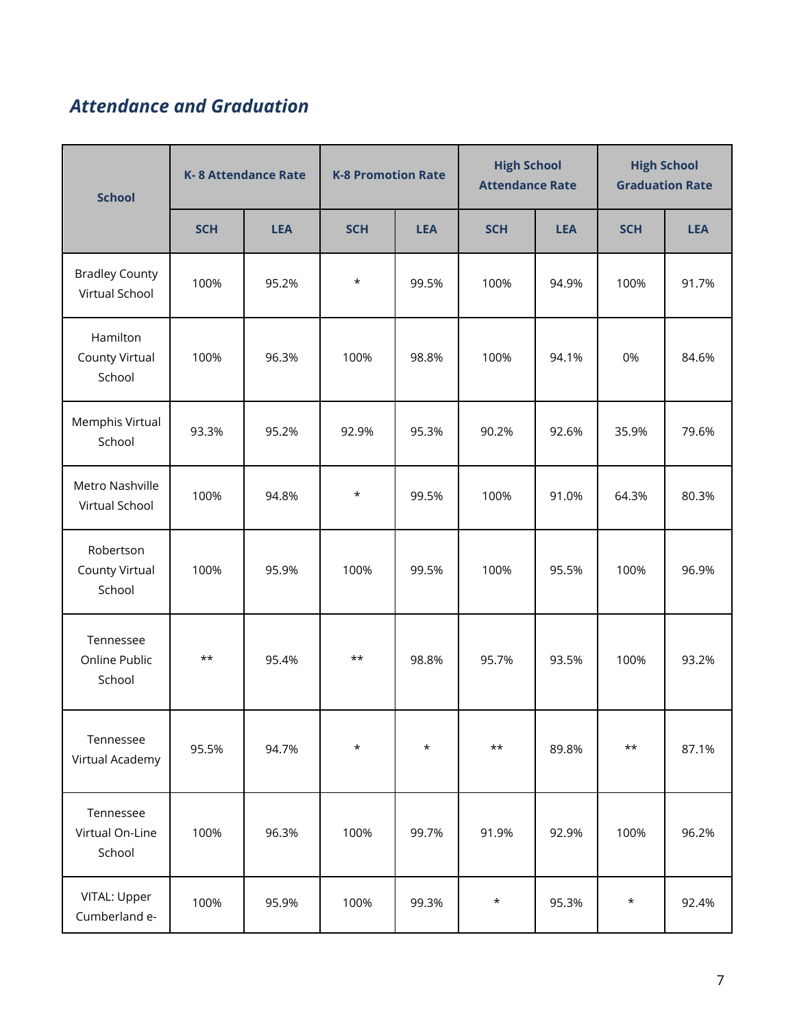## *Attendance and Graduation*

| School | K- 8 Attendance Rate | | K-8 Promotion Rate | | High School Attendance Rate | | High School Graduation Rate | |
|---|---|---|---|---|---|---|---|---|
| | SCH | LEA | SCH | LEA | SCH | LEA | SCH | LEA |
| Bradley County Virtual School | 100% | 95.2% | * | 99.5% | 100% | 94.9% | 100% | 91.7% |
| Hamilton County Virtual School | 100% | 96.3% | 100% | 98.8% | 100% | 94.1% | 0% | 84.6% |
| Memphis Virtual School | 93.3% | 95.2% | 92.9% | 95.3% | 90.2% | 92.6% | 35.9% | 79.6% |
| Metro Nashville Virtual School | 100% | 94.8% | * | 99.5% | 100% | 91.0% | 64.3% | 80.3% |
| Robertson County Virtual School | 100% | 95.9% | 100% | 99.5% | 100% | 95.5% | 100% | 96.9% |
| Tennessee Online Public School | ** | 95.4% | ** | 98.8% | 95.7% | 93.5% | 100% | 93.2% |
| Tennessee Virtual Academy | 95.5% | 94.7% | * | * | ** | 89.8% | ** | 87.1% |
| Tennessee Virtual On-Line School | 100% | 96.3% | 100% | 99.7% | 91.9% | 92.9% | 100% | 96.2% |
| VITAL: Upper Cumberland e- | 100% | 95.9% | 100% | 99.3% | * | 95.3% | * | 92.4% |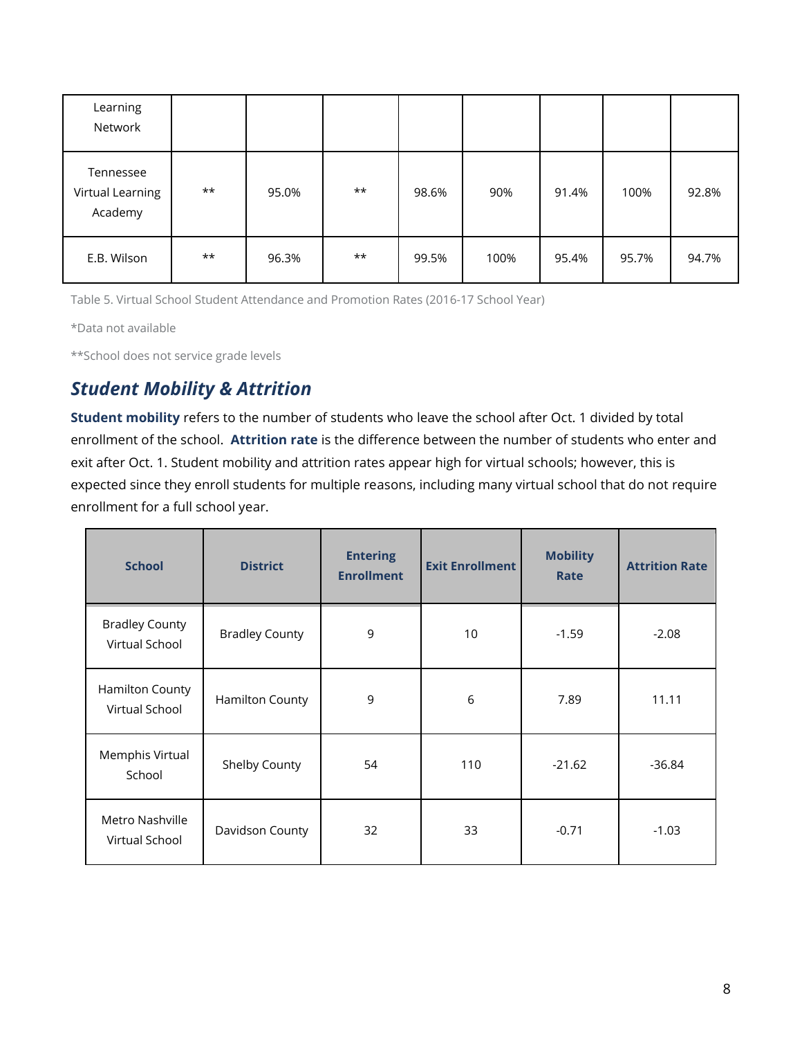| Learning Network | | | | | | | | |
|---|---|---|---|---|---|---|---|---|
| Tennessee Virtual Learning Academy | ** | 95.0% | ** | 98.6% | 90% | 91.4% | 100% | 92.8% |
| E.B. Wilson | ** | 96.3% | ** | 99.5% | 100% | 95.4% | 95.7% | 94.7% |

Table 5. Virtual School Student Attendance and Promotion Rates (2016-17 School Year)

*Data not available

**School does not service grade levels

## *Student Mobility & Attrition*

**Student mobility** refers to the number of students who leave the school after Oct. 1 divided by total enrollment of the school. **Attrition rate** is the difference between the number of students who enter and exit after Oct. 1. Student mobility and attrition rates appear high for virtual schools; however, this is expected since they enroll students for multiple reasons, including many virtual school that do not require enrollment for a full school year.

| School | District | Entering Enrollment | Exit Enrollment | Mobility Rate | Attrition Rate |
|---|---|---|---|---|---|
| Bradley County Virtual School | Bradley County | 9 | 10 | -1.59 | -2.08 |
| Hamilton County Virtual School | Hamilton County | 9 | 6 | 7.89 | 11.11 |
| Memphis Virtual School | Shelby County | 54 | 110 | -21.62 | -36.84 |
| Metro Nashville Virtual School | Davidson County | 32 | 33 | -0.71 | -1.03 |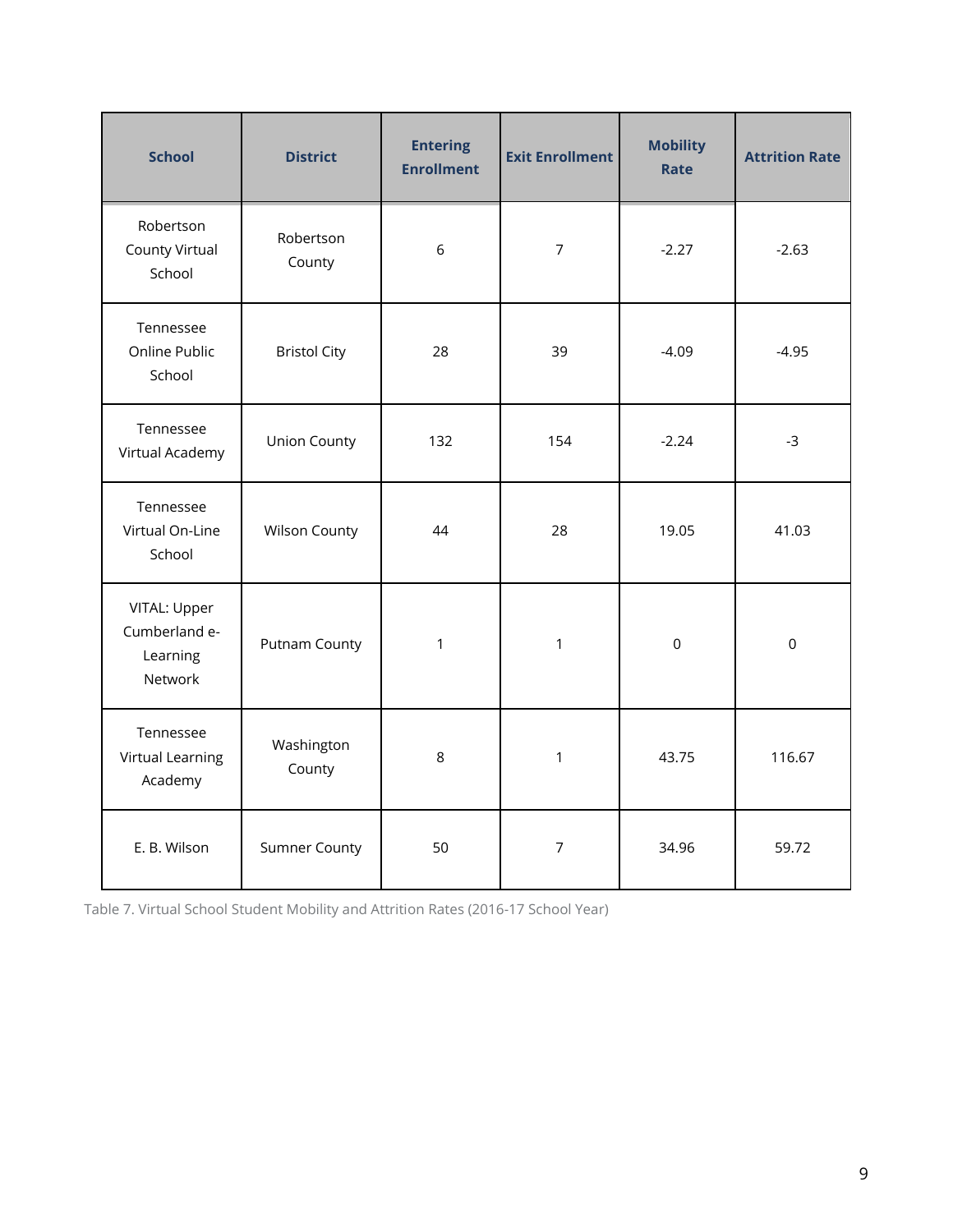| School | District | Entering Enrollment | Exit Enrollment | Mobility Rate | Attrition Rate |
|---|---|---|---|---|---|
| Robertson County Virtual School | Robertson County | 6 | 7 | -2.27 | -2.63 |
| Tennessee Online Public School | Bristol City | 28 | 39 | -4.09 | -4.95 |
| Tennessee Virtual Academy | Union County | 132 | 154 | -2.24 | -3 |
| Tennessee Virtual On-Line School | Wilson County | 44 | 28 | 19.05 | 41.03 |
| VITAL: Upper Cumberland e-Learning Network | Putnam County | 1 | 1 | 0 | 0 |
| Tennessee Virtual Learning Academy | Washington County | 8 | 1 | 43.75 | 116.67 |
| E. B. Wilson | Sumner County | 50 | 7 | 34.96 | 59.72 |

Table 7. Virtual School Student Mobility and Attrition Rates (2016-17 School Year)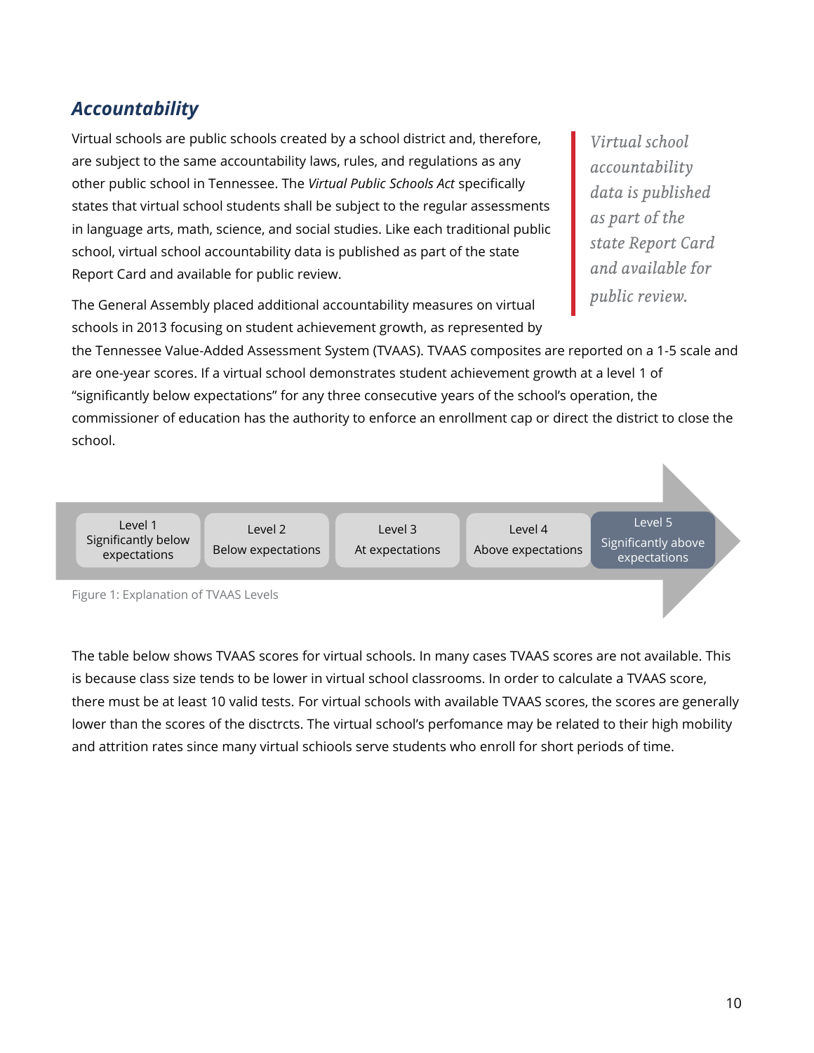## *Accountability*

Virtual schools are public schools created by a school district and, therefore, are subject to the same accountability laws, rules, and regulations as any other public school in Tennessee. The *Virtual Public Schools Act* specifically states that virtual school students shall be subject to the regular assessments in language arts, math, science, and social studies. Like each traditional public school, virtual school accountability data is published as part of the state Report Card and available for public review.

> *Virtual school accountability data is published as part of the state Report Card and available for public review.*

The General Assembly placed additional accountability measures on virtual schools in 2013 focusing on student achievement growth, as represented by the Tennessee Value-Added Assessment System (TVAAS). TVAAS composites are reported on a 1-5 scale and are one-year scores. If a virtual school demonstrates student achievement growth at a level 1 of "significantly below expectations" for any three consecutive years of the school's operation, the commissioner of education has the authority to enforce an enrollment cap or direct the district to close the school.

| Level 1 | Level 2 | Level 3 | Level 4 | Level 5 |
| --- | --- | --- | --- | --- |
| Significantly below expectations | Below expectations | At expectations | Above expectations | Significantly above expectations |

Figure 1: Explanation of TVAAS Levels

The table below shows TVAAS scores for virtual schools. In many cases TVAAS scores are not available. This is because class size tends to be lower in virtual school classrooms. In order to calculate a TVAAS score, there must be at least 10 valid tests. For virtual schools with available TVAAS scores, the scores are generally lower than the scores of the disctrcts. The virtual school's perfomance may be related to their high mobility and attrition rates since many virtual schiools serve students who enroll for short periods of time.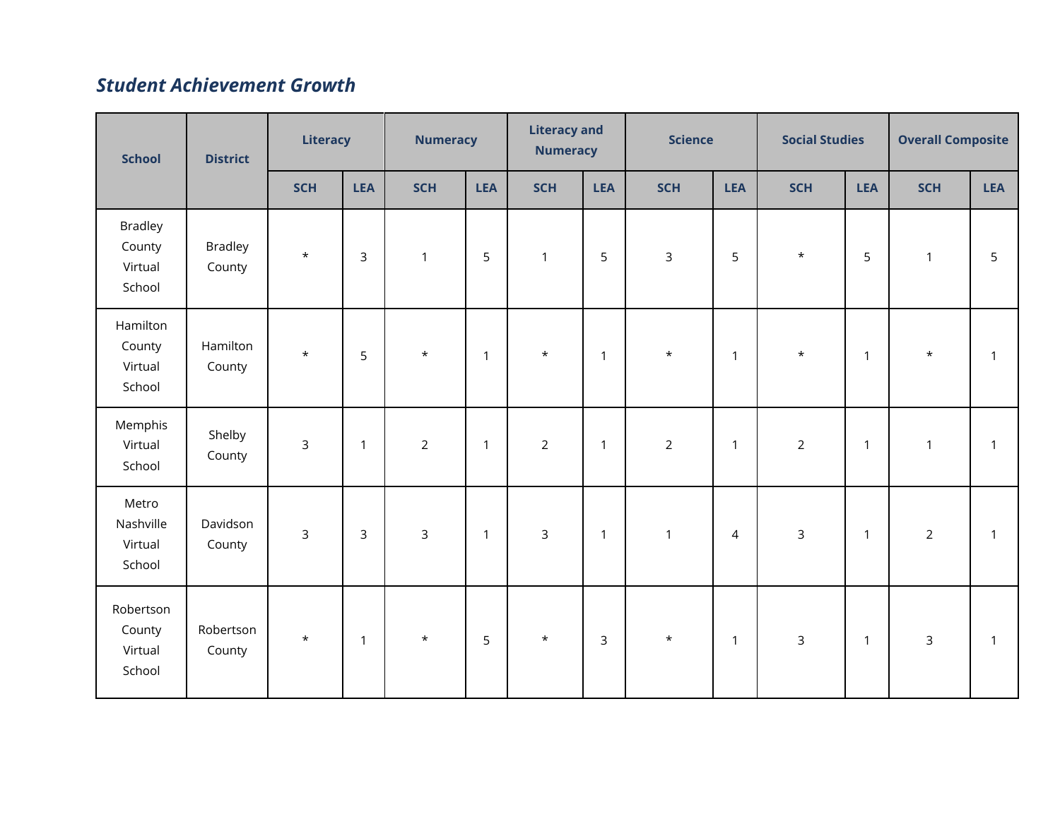### *Student Achievement Growth*

| School | District | Literacy | | Numeracy | | Literacy and Numeracy | | Science | | Social Studies | | Overall Composite | |
|---|---|---|---|---|---|---|---|---|---|---|---|---|---|
| | | SCH | LEA | SCH | LEA | SCH | LEA | SCH | LEA | SCH | LEA | SCH | LEA |
| Bradley County Virtual School | Bradley County | * | 3 | 1 | 5 | 1 | 5 | 3 | 5 | * | 5 | 1 | 5 |
| Hamilton County Virtual School | Hamilton County | * | 5 | * | 1 | * | 1 | * | 1 | * | 1 | * | 1 |
| Memphis Virtual School | Shelby County | 3 | 1 | 2 | 1 | 2 | 1 | 2 | 1 | 2 | 1 | 1 | 1 |
| Metro Nashville Virtual School | Davidson County | 3 | 3 | 3 | 1 | 3 | 1 | 1 | 4 | 3 | 1 | 2 | 1 |
| Robertson County Virtual School | Robertson County | * | 1 | * | 5 | * | 3 | * | 1 | 3 | 1 | 3 | 1 |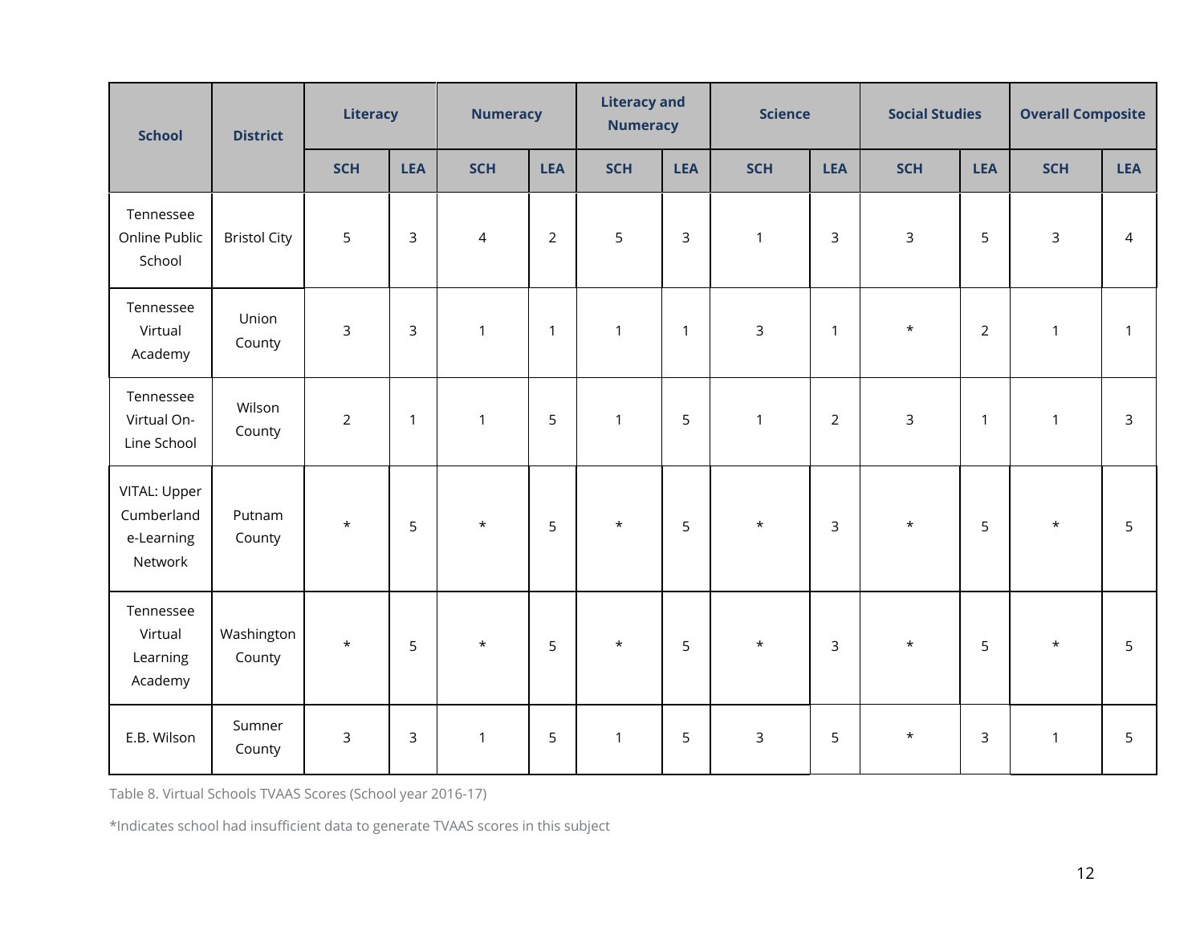| School | District | Literacy | | Numeracy | | Literacy and Numeracy | | Science | | Social Studies | | Overall Composite | |
|---|---|---|---|---|---|---|---|---|---|---|---|---|---|
| | | SCH | LEA | SCH | LEA | SCH | LEA | SCH | LEA | SCH | LEA | SCH | LEA |
| Tennessee Online Public School | Bristol City | 5 | 3 | 4 | 2 | 5 | 3 | 1 | 3 | 3 | 5 | 3 | 4 |
| Tennessee Virtual Academy | Union County | 3 | 3 | 1 | 1 | 1 | 1 | 3 | 1 | * | 2 | 1 | 1 |
| Tennessee Virtual On-Line School | Wilson County | 2 | 1 | 1 | 5 | 1 | 5 | 1 | 2 | 3 | 1 | 1 | 3 |
| VITAL: Upper Cumberland e-Learning Network | Putnam County | * | 5 | * | 5 | * | 5 | * | 3 | * | 5 | * | 5 |
| Tennessee Virtual Learning Academy | Washington County | * | 5 | * | 5 | * | 5 | * | 3 | * | 5 | * | 5 |
| E.B. Wilson | Sumner County | 3 | 3 | 1 | 5 | 1 | 5 | 3 | 5 | * | 3 | 1 | 5 |

Table 8. Virtual Schools TVAAS Scores (School year 2016-17)

*Indicates school had insufficient data to generate TVAAS scores in this subject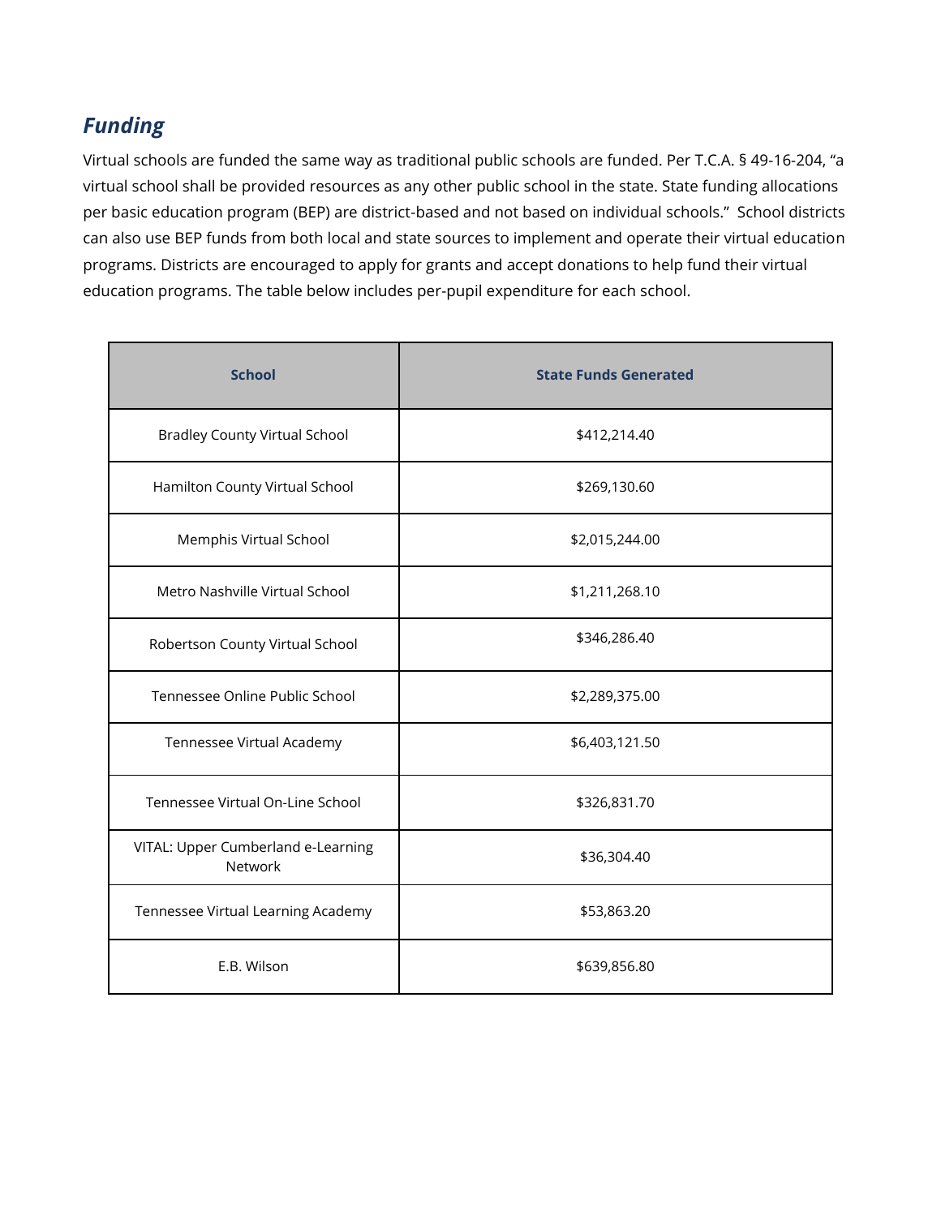## *Funding*

Virtual schools are funded the same way as traditional public schools are funded. Per T.C.A. § 49-16-204, "a virtual school shall be provided resources as any other public school in the state. State funding allocations per basic education program (BEP) are district-based and not based on individual schools." School districts can also use BEP funds from both local and state sources to implement and operate their virtual education programs. Districts are encouraged to apply for grants and accept donations to help fund their virtual education programs. The table below includes per-pupil expenditure for each school.

| School | State Funds Generated |
| --- | --- |
| Bradley County Virtual School | $412,214.40 |
| Hamilton County Virtual School | $269,130.60 |
| Memphis Virtual School | $2,015,244.00 |
| Metro Nashville Virtual School | $1,211,268.10 |
| Robertson County Virtual School | $346,286.40 |
| Tennessee Online Public School | $2,289,375.00 |
| Tennessee Virtual Academy | $6,403,121.50 |
| Tennessee Virtual On-Line School | $326,831.70 |
| VITAL: Upper Cumberland e-Learning Network | $36,304.40 |
| Tennessee Virtual Learning Academy | $53,863.20 |
| E.B. Wilson | $639,856.80 |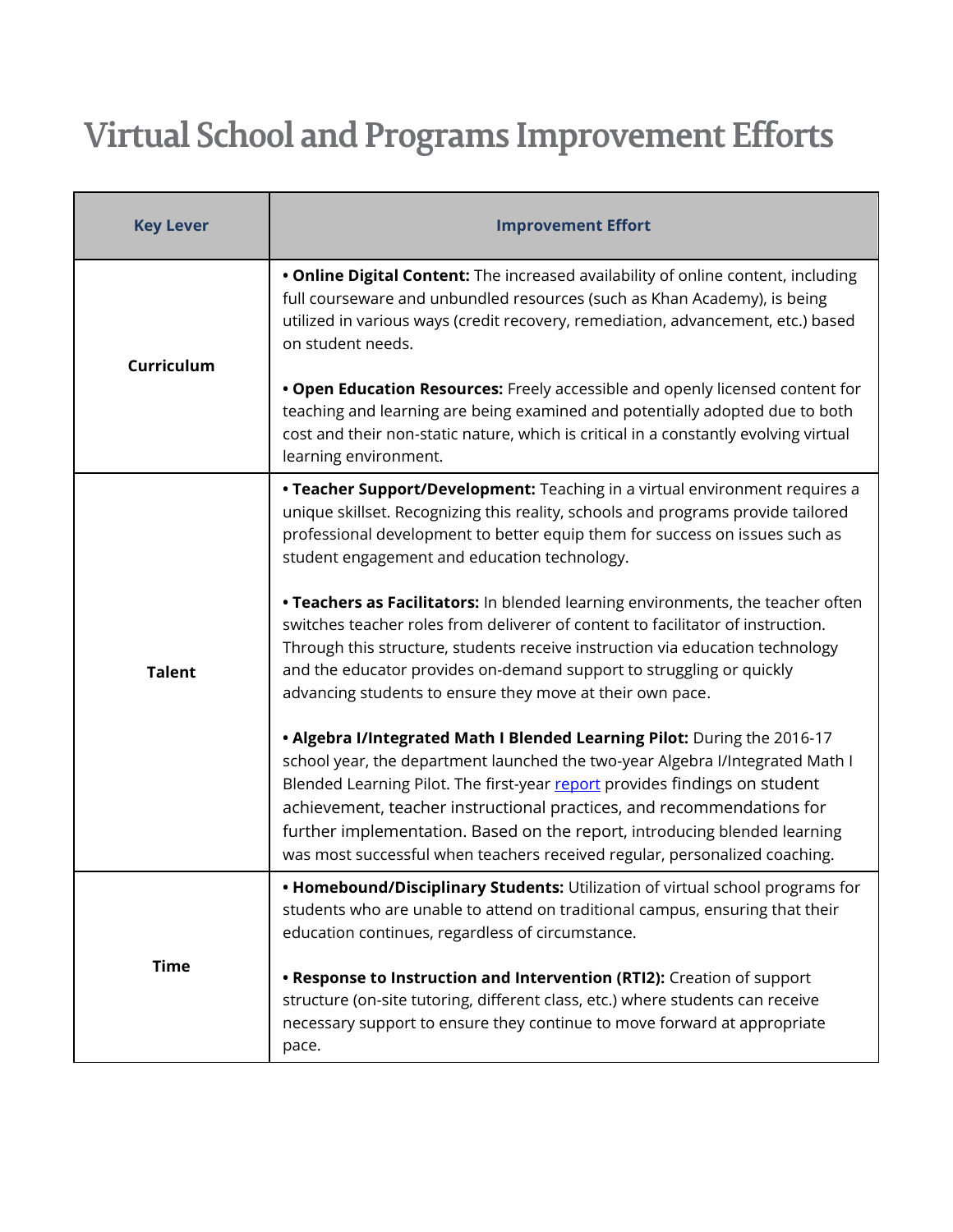# Virtual School and Programs Improvement Efforts

| Key Lever | Improvement Effort |
|---|---|
| **Curriculum** | • **Online Digital Content:** The increased availability of online content, including full courseware and unbundled resources (such as Khan Academy), is being utilized in various ways (credit recovery, remediation, advancement, etc.) based on student needs.<br><br>• **Open Education Resources:** Freely accessible and openly licensed content for teaching and learning are being examined and potentially adopted due to both cost and their non-static nature, which is critical in a constantly evolving virtual learning environment. |
| **Talent** | • **Teacher Support/Development:** Teaching in a virtual environment requires a unique skillset. Recognizing this reality, schools and programs provide tailored professional development to better equip them for success on issues such as student engagement and education technology.<br><br>• **Teachers as Facilitators:** In blended learning environments, the teacher often switches teacher roles from deliverer of content to facilitator of instruction. Through this structure, students receive instruction via education technology and the educator provides on-demand support to struggling or quickly advancing students to ensure they move at their own pace.<br><br>• **Algebra I/Integrated Math I Blended Learning Pilot:** During the 2016-17 school year, the department launched the two-year Algebra I/Integrated Math I Blended Learning Pilot. The first-year report provides findings on student achievement, teacher instructional practices, and recommendations for further implementation. Based on the report, introducing blended learning was most successful when teachers received regular, personalized coaching. |
| **Time** | • **Homebound/Disciplinary Students:** Utilization of virtual school programs for students who are unable to attend on traditional campus, ensuring that their education continues, regardless of circumstance.<br><br>• **Response to Instruction and Intervention (RTI2):** Creation of support structure (on-site tutoring, different class, etc.) where students can receive necessary support to ensure they continue to move forward at appropriate pace. |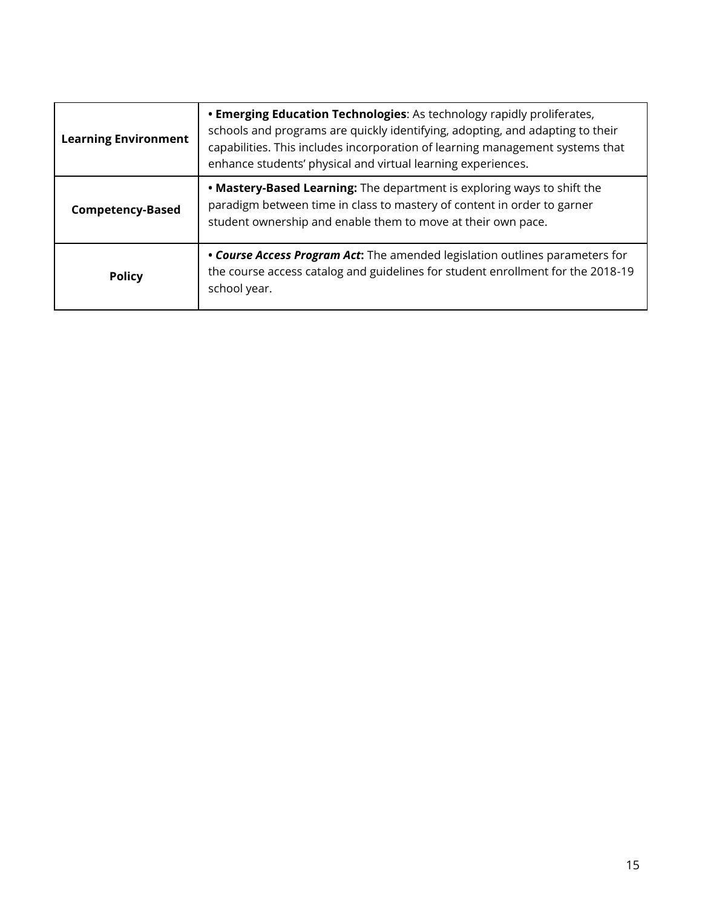| | |
|---|---|
| **Learning Environment** | • **Emerging Education Technologies**: As technology rapidly proliferates, schools and programs are quickly identifying, adopting, and adapting to their capabilities. This includes incorporation of learning management systems that enhance students' physical and virtual learning experiences. |
| **Competency-Based** | • **Mastery-Based Learning:** The department is exploring ways to shift the paradigm between time in class to mastery of content in order to garner student ownership and enable them to move at their own pace. |
| **Policy** | • ***Course Access Program Act*****:** The amended legislation outlines parameters for the course access catalog and guidelines for student enrollment for the 2018-19 school year. |